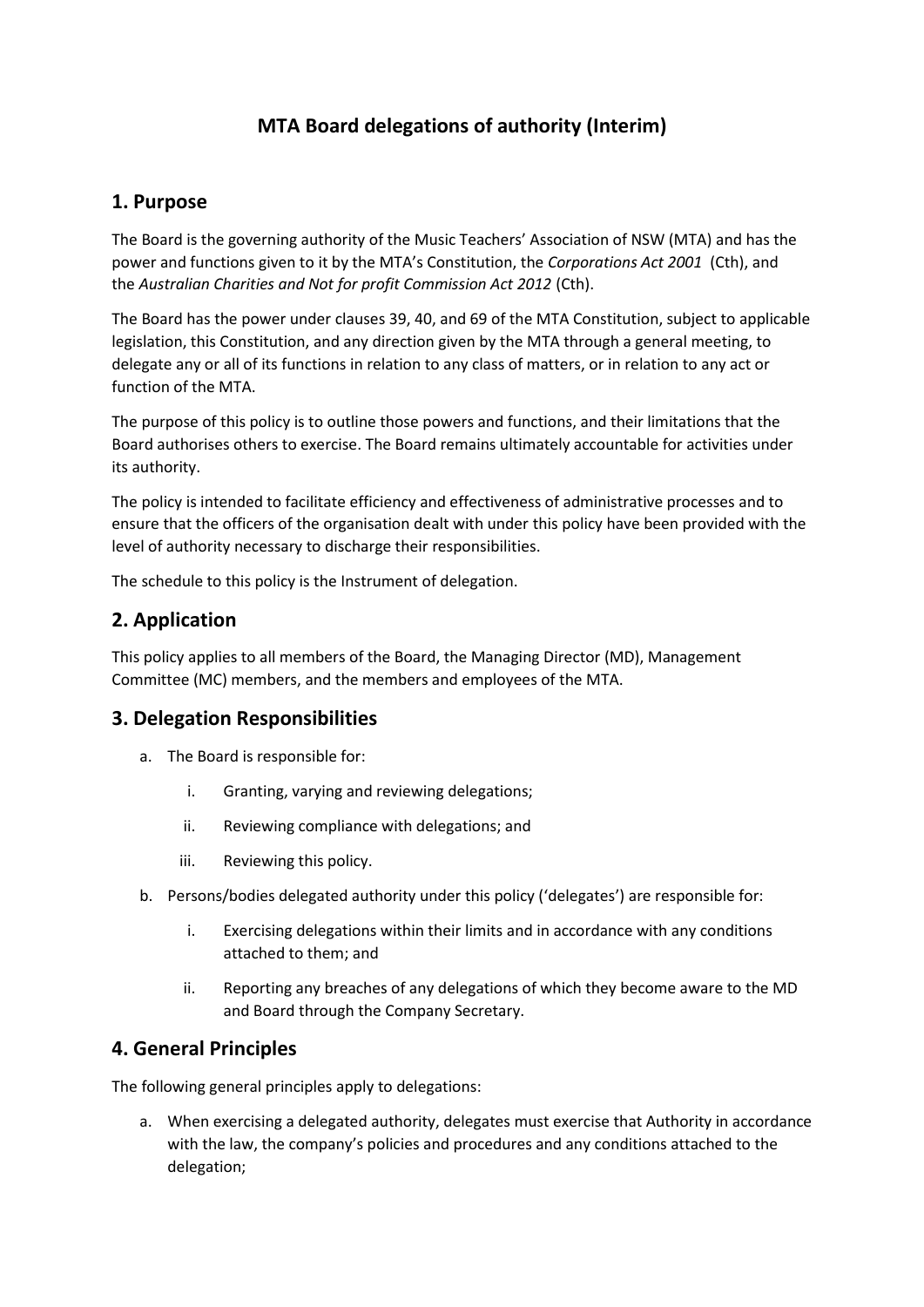# MTA Board delegations of authority (Interim)

## 1. Purpose

The Board is the governing authority of the Music Teachers' Association of NSW (MTA) and has the power and functions given to it by the MTA's Constitution, the *Corporations Act 2001* (Cth), and the *Australian Charities and Not for profit Commission Act 2012* (Cth).

The Board has the power under clauses 39, 40, and 69 of the MTA Constitution, subject to applicable legislation, this Constitution, and any direction given by the MTA through a general meeting, to delegate any or all of its functions in relation to any class of matters, or in relation to any act or function of the MTA.

The purpose of this policy is to outline those powers and functions, and their limitations that the Board authorises others to exercise. The Board remains ultimately accountable for activities under its authority.

The policy is intended to facilitate efficiency and effectiveness of administrative processes and to ensure that the officers of the organisation dealt with under this policy have been provided with the level of authority necessary to discharge their responsibilities.

The schedule to this policy is the Instrument of delegation.

## 2. Application

This policy applies to all members of the Board, the Managing Director (MD), Management Committee (MC) members, and the members and employees of the MTA.

## 3. Delegation Responsibilities

a. The Board is responsible for:

   i. Granting, varying and reviewing delegations;

   ii. Reviewing compliance with delegations; and

   iii. Reviewing this policy.

b. Persons/bodies delegated authority under this policy ('delegates') are responsible for:

   i. Exercising delegations within their limits and in accordance with any conditions attached to them; and

   ii. Reporting any breaches of any delegations of which they become aware to the MD and Board through the Company Secretary.

## 4. General Principles

The following general principles apply to delegations:

a. When exercising a delegated authority, delegates must exercise that Authority in accordance with the law, the company's policies and procedures and any conditions attached to the delegation;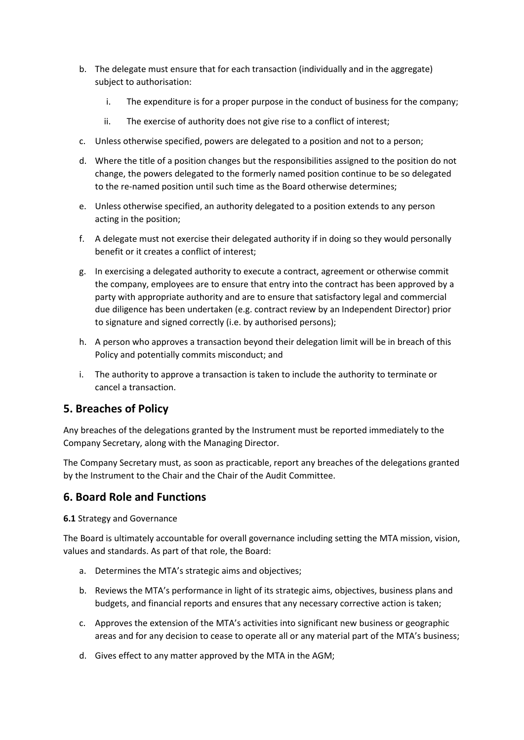b. The delegate must ensure that for each transaction (individually and in the aggregate) subject to authorisation:

   i. The expenditure is for a proper purpose in the conduct of business for the company;

   ii. The exercise of authority does not give rise to a conflict of interest;

c. Unless otherwise specified, powers are delegated to a position and not to a person;

d. Where the title of a position changes but the responsibilities assigned to the position do not change, the powers delegated to the formerly named position continue to be so delegated to the re-named position until such time as the Board otherwise determines;

e. Unless otherwise specified, an authority delegated to a position extends to any person acting in the position;

f. A delegate must not exercise their delegated authority if in doing so they would personally benefit or it creates a conflict of interest;

g. In exercising a delegated authority to execute a contract, agreement or otherwise commit the company, employees are to ensure that entry into the contract has been approved by a party with appropriate authority and are to ensure that satisfactory legal and commercial due diligence has been undertaken (e.g. contract review by an Independent Director) prior to signature and signed correctly (i.e. by authorised persons);

h. A person who approves a transaction beyond their delegation limit will be in breach of this Policy and potentially commits misconduct; and

i. The authority to approve a transaction is taken to include the authority to terminate or cancel a transaction.

## 5. Breaches of Policy

Any breaches of the delegations granted by the Instrument must be reported immediately to the Company Secretary, along with the Managing Director.

The Company Secretary must, as soon as practicable, report any breaches of the delegations granted by the Instrument to the Chair and the Chair of the Audit Committee.

## 6. Board Role and Functions

**6.1** Strategy and Governance

The Board is ultimately accountable for overall governance including setting the MTA mission, vision, values and standards. As part of that role, the Board:

a. Determines the MTA's strategic aims and objectives;

b. Reviews the MTA's performance in light of its strategic aims, objectives, business plans and budgets, and financial reports and ensures that any necessary corrective action is taken;

c. Approves the extension of the MTA's activities into significant new business or geographic areas and for any decision to cease to operate all or any material part of the MTA's business;

d. Gives effect to any matter approved by the MTA in the AGM;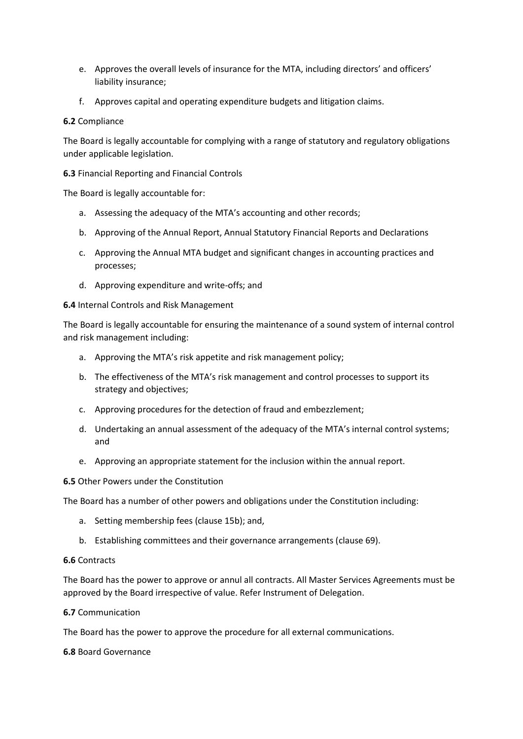e. Approves the overall levels of insurance for the MTA, including directors' and officers' liability insurance;

f. Approves capital and operating expenditure budgets and litigation claims.

**6.2** Compliance

The Board is legally accountable for complying with a range of statutory and regulatory obligations under applicable legislation.

**6.3** Financial Reporting and Financial Controls

The Board is legally accountable for:

a. Assessing the adequacy of the MTA's accounting and other records;

b. Approving of the Annual Report, Annual Statutory Financial Reports and Declarations

c. Approving the Annual MTA budget and significant changes in accounting practices and processes;

d. Approving expenditure and write-offs; and

**6.4** Internal Controls and Risk Management

The Board is legally accountable for ensuring the maintenance of a sound system of internal control and risk management including:

a. Approving the MTA's risk appetite and risk management policy;

b. The effectiveness of the MTA's risk management and control processes to support its strategy and objectives;

c. Approving procedures for the detection of fraud and embezzlement;

d. Undertaking an annual assessment of the adequacy of the MTA's internal control systems; and

e. Approving an appropriate statement for the inclusion within the annual report.

**6.5** Other Powers under the Constitution

The Board has a number of other powers and obligations under the Constitution including:

a. Setting membership fees (clause 15b); and,

b. Establishing committees and their governance arrangements (clause 69).

**6.6** Contracts

The Board has the power to approve or annul all contracts. All Master Services Agreements must be approved by the Board irrespective of value. Refer Instrument of Delegation.

**6.7** Communication

The Board has the power to approve the procedure for all external communications.

**6.8** Board Governance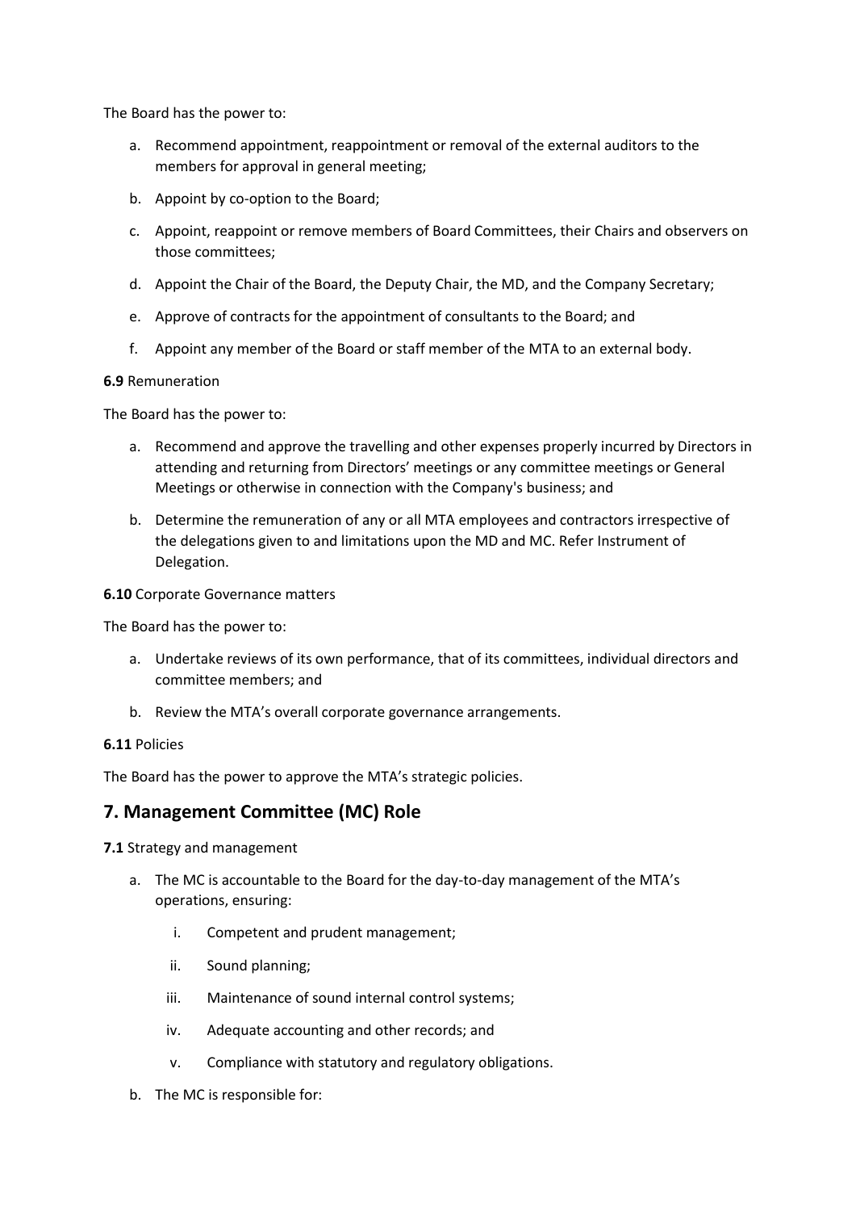The Board has the power to:

a. Recommend appointment, reappointment or removal of the external auditors to the members for approval in general meeting;

b. Appoint by co-option to the Board;

c. Appoint, reappoint or remove members of Board Committees, their Chairs and observers on those committees;

d. Appoint the Chair of the Board, the Deputy Chair, the MD, and the Company Secretary;

e. Approve of contracts for the appointment of consultants to the Board; and

f. Appoint any member of the Board or staff member of the MTA to an external body.

**6.9** Remuneration

The Board has the power to:

a. Recommend and approve the travelling and other expenses properly incurred by Directors in attending and returning from Directors' meetings or any committee meetings or General Meetings or otherwise in connection with the Company's business; and

b. Determine the remuneration of any or all MTA employees and contractors irrespective of the delegations given to and limitations upon the MD and MC. Refer Instrument of Delegation.

**6.10** Corporate Governance matters

The Board has the power to:

a. Undertake reviews of its own performance, that of its committees, individual directors and committee members; and

b. Review the MTA's overall corporate governance arrangements.

**6.11** Policies

The Board has the power to approve the MTA's strategic policies.

## 7. Management Committee (MC) Role

**7.1** Strategy and management

a. The MC is accountable to the Board for the day-to-day management of the MTA's operations, ensuring:

    i. Competent and prudent management;

    ii. Sound planning;

    iii. Maintenance of sound internal control systems;

    iv. Adequate accounting and other records; and

    v. Compliance with statutory and regulatory obligations.

b. The MC is responsible for: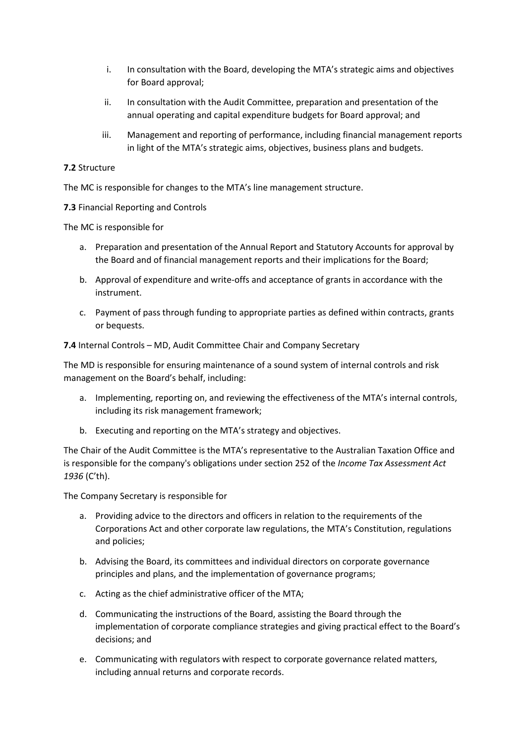i. In consultation with the Board, developing the MTA's strategic aims and objectives for Board approval;
ii. In consultation with the Audit Committee, preparation and presentation of the annual operating and capital expenditure budgets for Board approval; and
iii. Management and reporting of performance, including financial management reports in light of the MTA's strategic aims, objectives, business plans and budgets.

**7.2** Structure

The MC is responsible for changes to the MTA's line management structure.

**7.3** Financial Reporting and Controls

The MC is responsible for

a. Preparation and presentation of the Annual Report and Statutory Accounts for approval by the Board and of financial management reports and their implications for the Board;
b. Approval of expenditure and write-offs and acceptance of grants in accordance with the instrument.
c. Payment of pass through funding to appropriate parties as defined within contracts, grants or bequests.

**7.4** Internal Controls – MD, Audit Committee Chair and Company Secretary

The MD is responsible for ensuring maintenance of a sound system of internal controls and risk management on the Board's behalf, including:

a. Implementing, reporting on, and reviewing the effectiveness of the MTA's internal controls, including its risk management framework;
b. Executing and reporting on the MTA's strategy and objectives.

The Chair of the Audit Committee is the MTA's representative to the Australian Taxation Office and is responsible for the company's obligations under section 252 of the *Income Tax Assessment Act 1936* (C'th).

The Company Secretary is responsible for

a. Providing advice to the directors and officers in relation to the requirements of the Corporations Act and other corporate law regulations, the MTA's Constitution, regulations and policies;
b. Advising the Board, its committees and individual directors on corporate governance principles and plans, and the implementation of governance programs;
c. Acting as the chief administrative officer of the MTA;
d. Communicating the instructions of the Board, assisting the Board through the implementation of corporate compliance strategies and giving practical effect to the Board's decisions; and
e. Communicating with regulators with respect to corporate governance related matters, including annual returns and corporate records.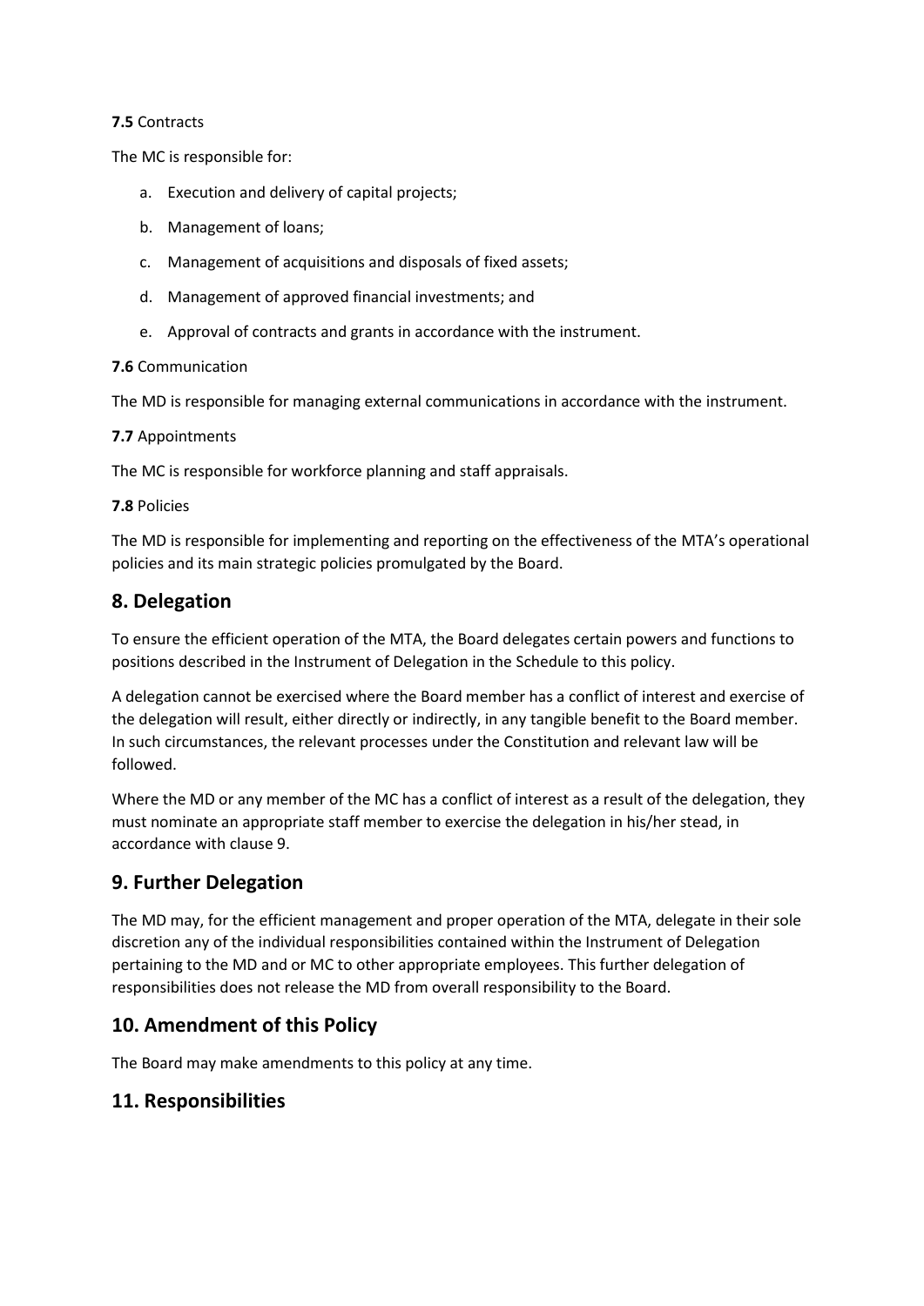**7.5** Contracts

The MC is responsible for:

a. Execution and delivery of capital projects;

b. Management of loans;

c. Management of acquisitions and disposals of fixed assets;

d. Management of approved financial investments; and

e. Approval of contracts and grants in accordance with the instrument.

**7.6** Communication

The MD is responsible for managing external communications in accordance with the instrument.

**7.7** Appointments

The MC is responsible for workforce planning and staff appraisals.

**7.8** Policies

The MD is responsible for implementing and reporting on the effectiveness of the MTA's operational policies and its main strategic policies promulgated by the Board.

## 8. Delegation

To ensure the efficient operation of the MTA, the Board delegates certain powers and functions to positions described in the Instrument of Delegation in the Schedule to this policy.

A delegation cannot be exercised where the Board member has a conflict of interest and exercise of the delegation will result, either directly or indirectly, in any tangible benefit to the Board member. In such circumstances, the relevant processes under the Constitution and relevant law will be followed.

Where the MD or any member of the MC has a conflict of interest as a result of the delegation, they must nominate an appropriate staff member to exercise the delegation in his/her stead, in accordance with clause 9.

## 9. Further Delegation

The MD may, for the efficient management and proper operation of the MTA, delegate in their sole discretion any of the individual responsibilities contained within the Instrument of Delegation pertaining to the MD and or MC to other appropriate employees. This further delegation of responsibilities does not release the MD from overall responsibility to the Board.

## 10. Amendment of this Policy

The Board may make amendments to this policy at any time.

## 11. Responsibilities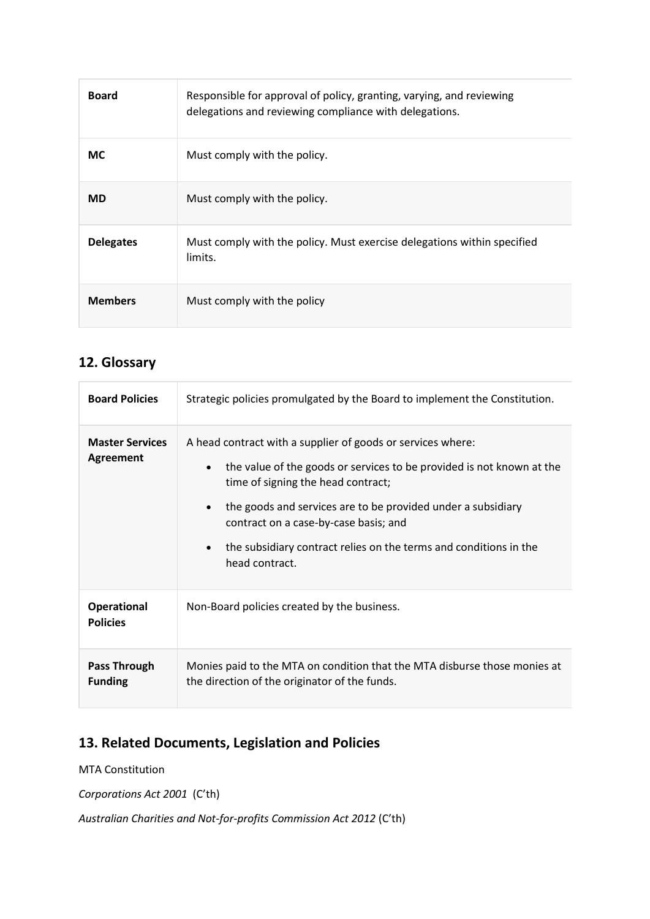| | |
|---|---|
| **Board** | Responsible for approval of policy, granting, varying, and reviewing delegations and reviewing compliance with delegations. |
| **MC** | Must comply with the policy. |
| **MD** | Must comply with the policy. |
| **Delegates** | Must comply with the policy. Must exercise delegations within specified limits. |
| **Members** | Must comply with the policy |

## 12. Glossary

| | |
|---|---|
| **Board Policies** | Strategic policies promulgated by the Board to implement the Constitution. |
| **Master Services Agreement** | A head contract with a supplier of goods or services where: <br>• the value of the goods or services to be provided is not known at the time of signing the head contract; <br>• the goods and services are to be provided under a subsidiary contract on a case-by-case basis; and <br>• the subsidiary contract relies on the terms and conditions in the head contract. |
| **Operational Policies** | Non-Board policies created by the business. |
| **Pass Through Funding** | Monies paid to the MTA on condition that the MTA disburse those monies at the direction of the originator of the funds. |

## 13. Related Documents, Legislation and Policies

MTA Constitution

*Corporations Act 2001* (C'th)

*Australian Charities and Not-for-profits Commission Act 2012* (C'th)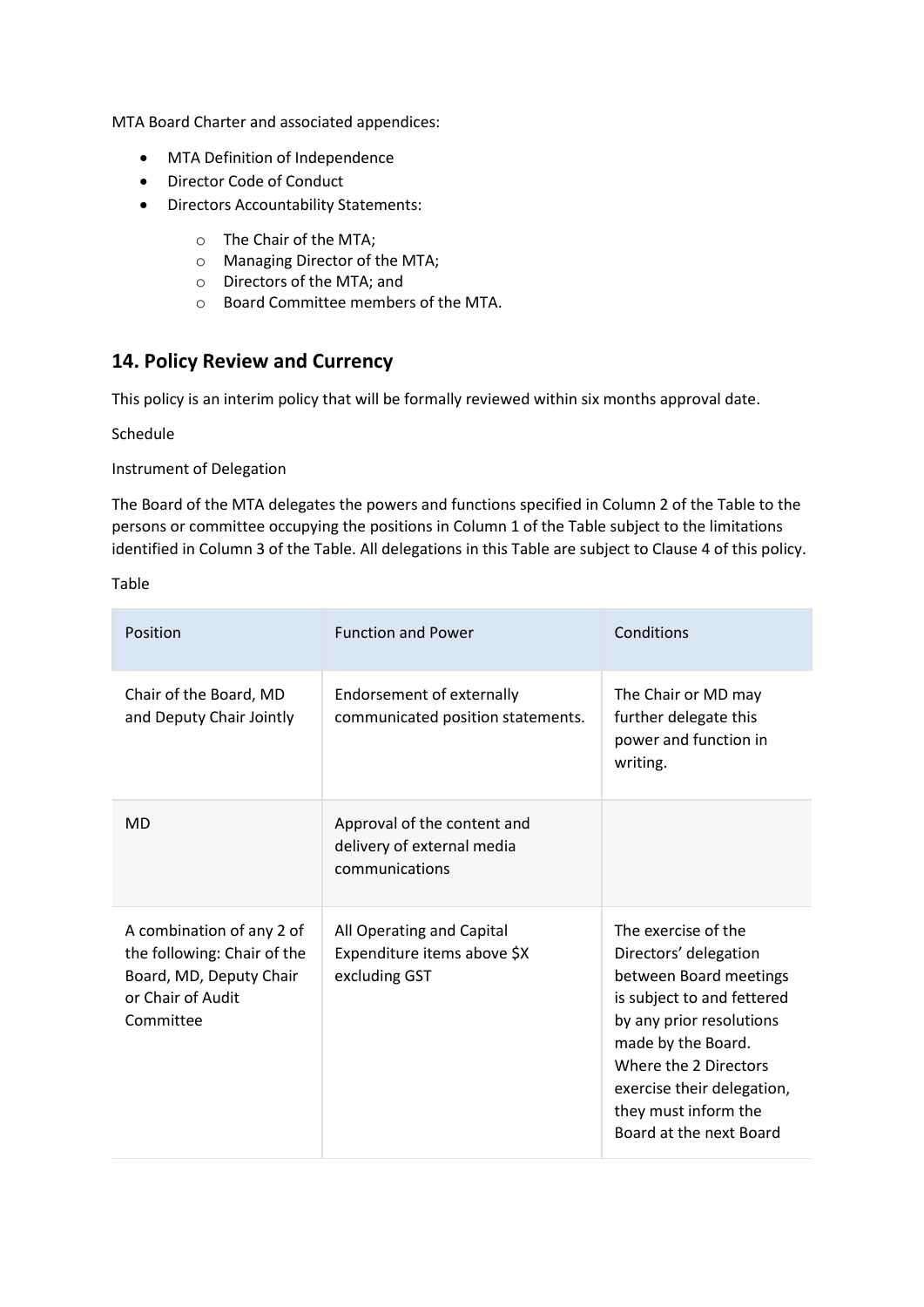MTA Board Charter and associated appendices:

- MTA Definition of Independence
- Director Code of Conduct
- Directors Accountability Statements:
    - The Chair of the MTA;
    - Managing Director of the MTA;
    - Directors of the MTA; and
    - Board Committee members of the MTA.

## 14. Policy Review and Currency

This policy is an interim policy that will be formally reviewed within six months approval date.

Schedule

Instrument of Delegation

The Board of the MTA delegates the powers and functions specified in Column 2 of the Table to the persons or committee occupying the positions in Column 1 of the Table subject to the limitations identified in Column 3 of the Table. All delegations in this Table are subject to Clause 4 of this policy.

Table

| Position | Function and Power | Conditions |
|---|---|---|
| Chair of the Board, MD and Deputy Chair Jointly | Endorsement of externally communicated position statements. | The Chair or MD may further delegate this power and function in writing. |
| MD | Approval of the content and delivery of external media communications | |
| A combination of any 2 of the following: Chair of the Board, MD, Deputy Chair or Chair of Audit Committee | All Operating and Capital Expenditure items above $X excluding GST | The exercise of the Directors' delegation between Board meetings is subject to and fettered by any prior resolutions made by the Board. Where the 2 Directors exercise their delegation, they must inform the Board at the next Board |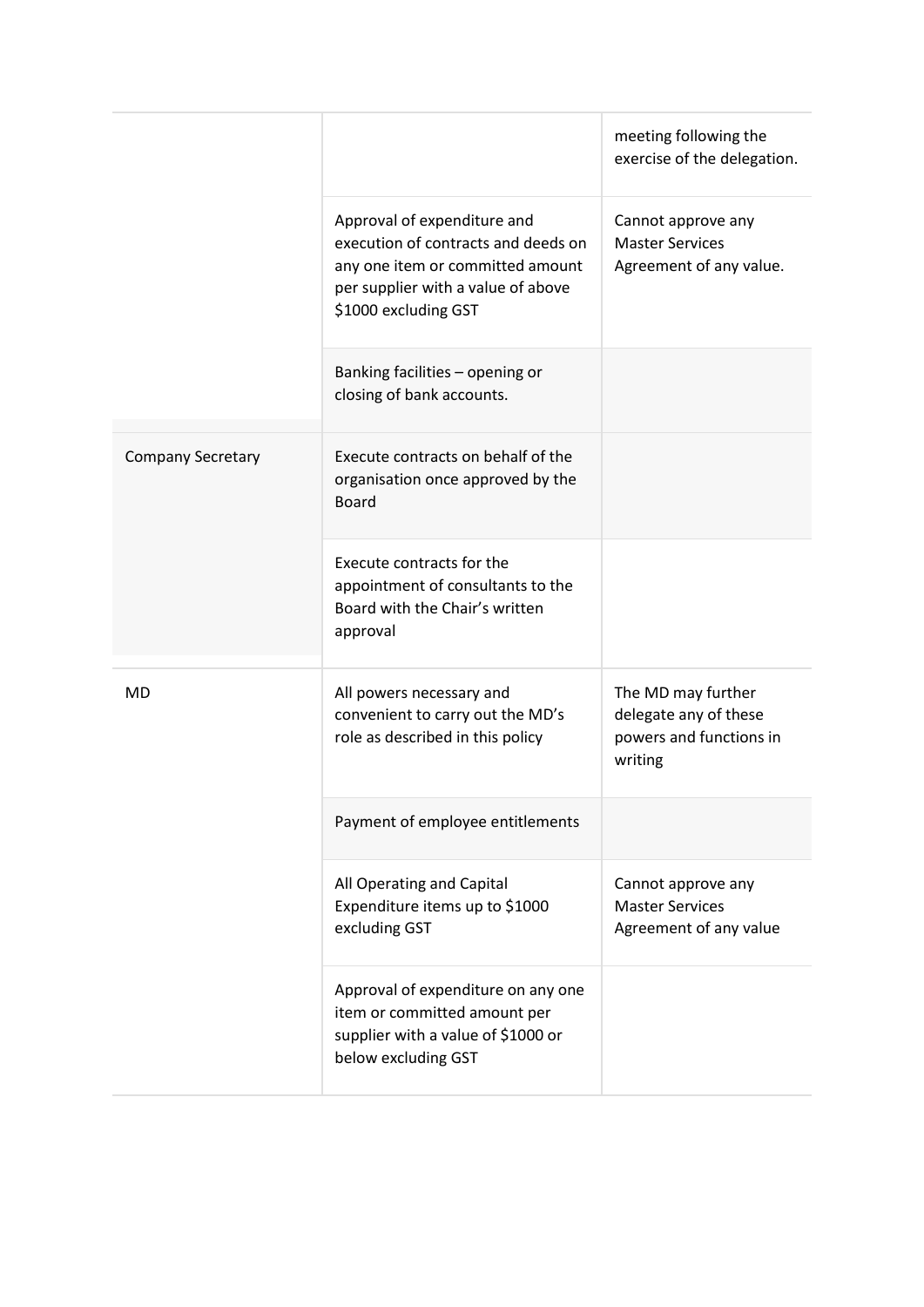| | | |
|---|---|---|
| | | meeting following the exercise of the delegation. |
| | Approval of expenditure and execution of contracts and deeds on any one item or committed amount per supplier with a value of above $1000 excluding GST | Cannot approve any Master Services Agreement of any value. |
| | Banking facilities – opening or closing of bank accounts. | |
| Company Secretary | Execute contracts on behalf of the organisation once approved by the Board | |
| | Execute contracts for the appointment of consultants to the Board with the Chair's written approval | |
| MD | All powers necessary and convenient to carry out the MD's role as described in this policy | The MD may further delegate any of these powers and functions in writing |
| | Payment of employee entitlements | |
| | All Operating and Capital Expenditure items up to $1000 excluding GST | Cannot approve any Master Services Agreement of any value |
| | Approval of expenditure on any one item or committed amount per supplier with a value of $1000 or below excluding GST | |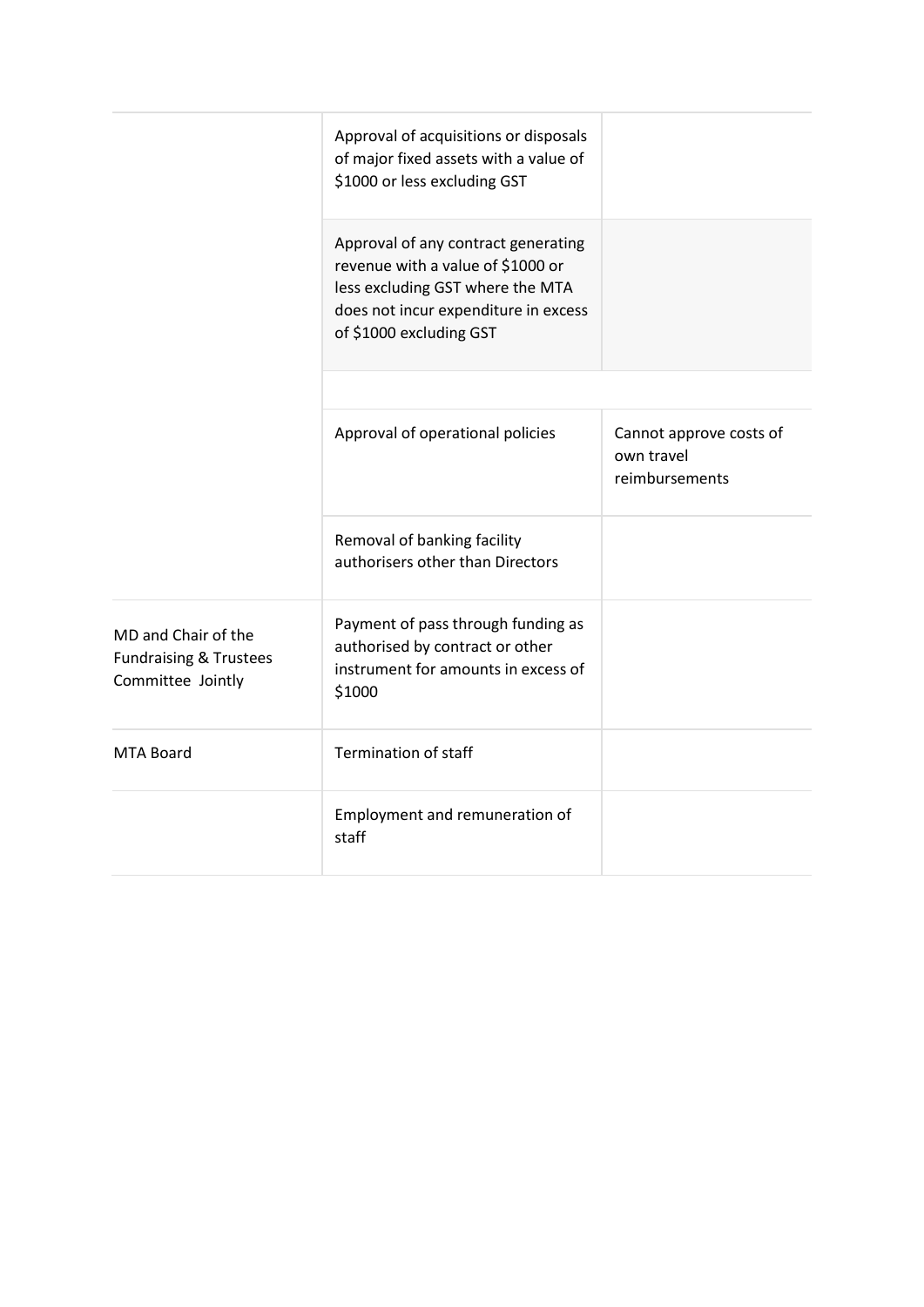| | | |
|---|---|---|
| | Approval of acquisitions or disposals of major fixed assets with a value of $1000 or less excluding GST | |
| | Approval of any contract generating revenue with a value of $1000 or less excluding GST where the MTA does not incur expenditure in excess of $1000 excluding GST | |
| | | |
| | Approval of operational policies | Cannot approve costs of own travel reimbursements |
| | Removal of banking facility authorisers other than Directors | |
| MD and Chair of the Fundraising & Trustees Committee Jointly | Payment of pass through funding as authorised by contract or other instrument for amounts in excess of $1000 | |
| MTA Board | Termination of staff | |
| | Employment and remuneration of staff | |